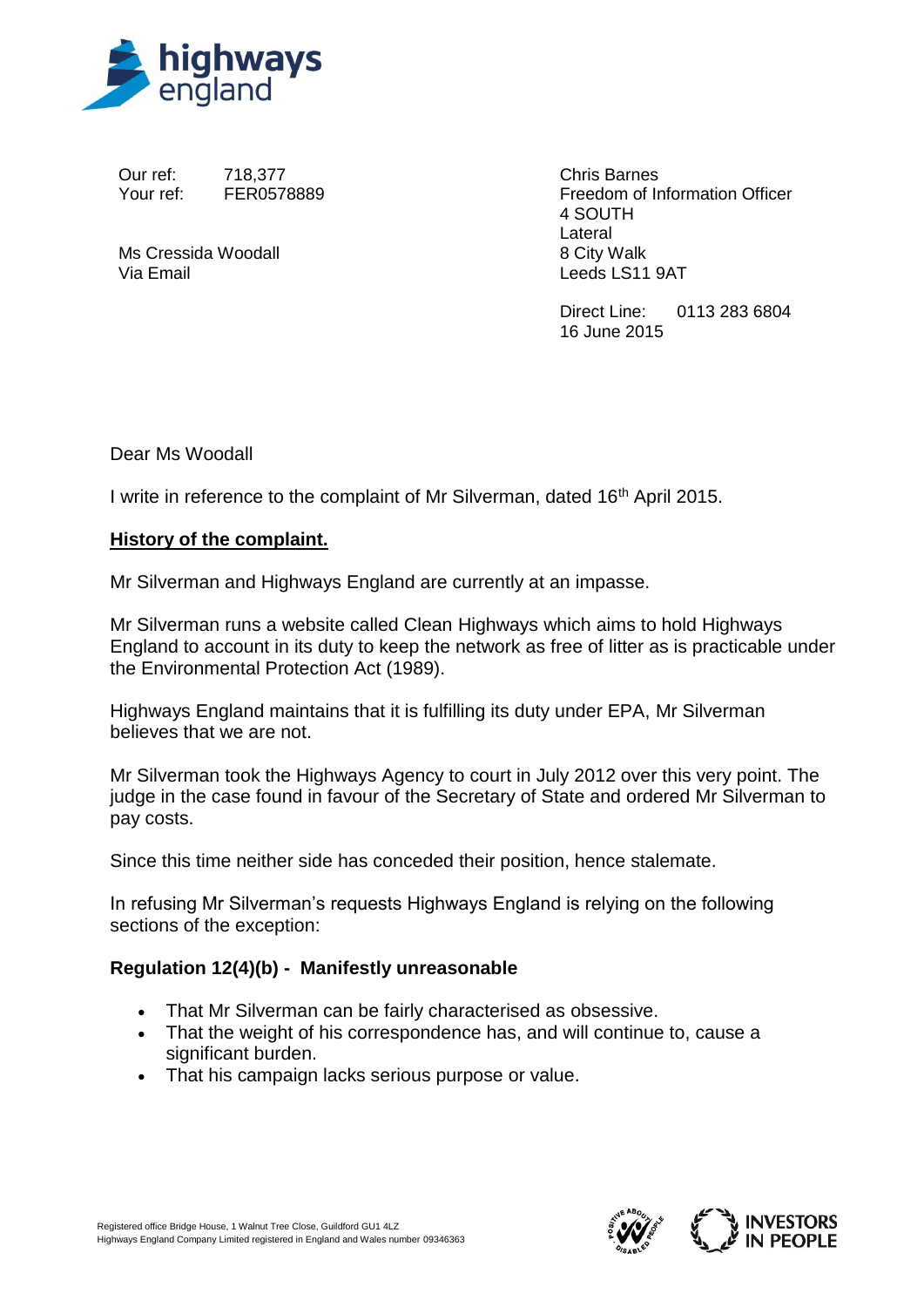Our ref: 718,377
Your ref: FER0578889

Ms Cressida Woodall
Via Email

Chris Barnes
Freedom of Information Officer
4 SOUTH
Lateral
8 City Walk
Leeds LS11 9AT

Direct Line: 0113 283 6804
16 June 2015

Dear Ms Woodall

I write in reference to the complaint of Mr Silverman, dated 16th April 2015.

**History of the complaint.**

Mr Silverman and Highways England are currently at an impasse.

Mr Silverman runs a website called Clean Highways which aims to hold Highways England to account in its duty to keep the network as free of litter as is practicable under the Environmental Protection Act (1989).

Highways England maintains that it is fulfilling its duty under EPA, Mr Silverman believes that we are not.

Mr Silverman took the Highways Agency to court in July 2012 over this very point. The judge in the case found in favour of the Secretary of State and ordered Mr Silverman to pay costs.

Since this time neither side has conceded their position, hence stalemate.

In refusing Mr Silverman's requests Highways England is relying on the following sections of the exception:

**Regulation 12(4)(b) - Manifestly unreasonable**

- That Mr Silverman can be fairly characterised as obsessive.
- That the weight of his correspondence has, and will continue to, cause a significant burden.
- That his campaign lacks serious purpose or value.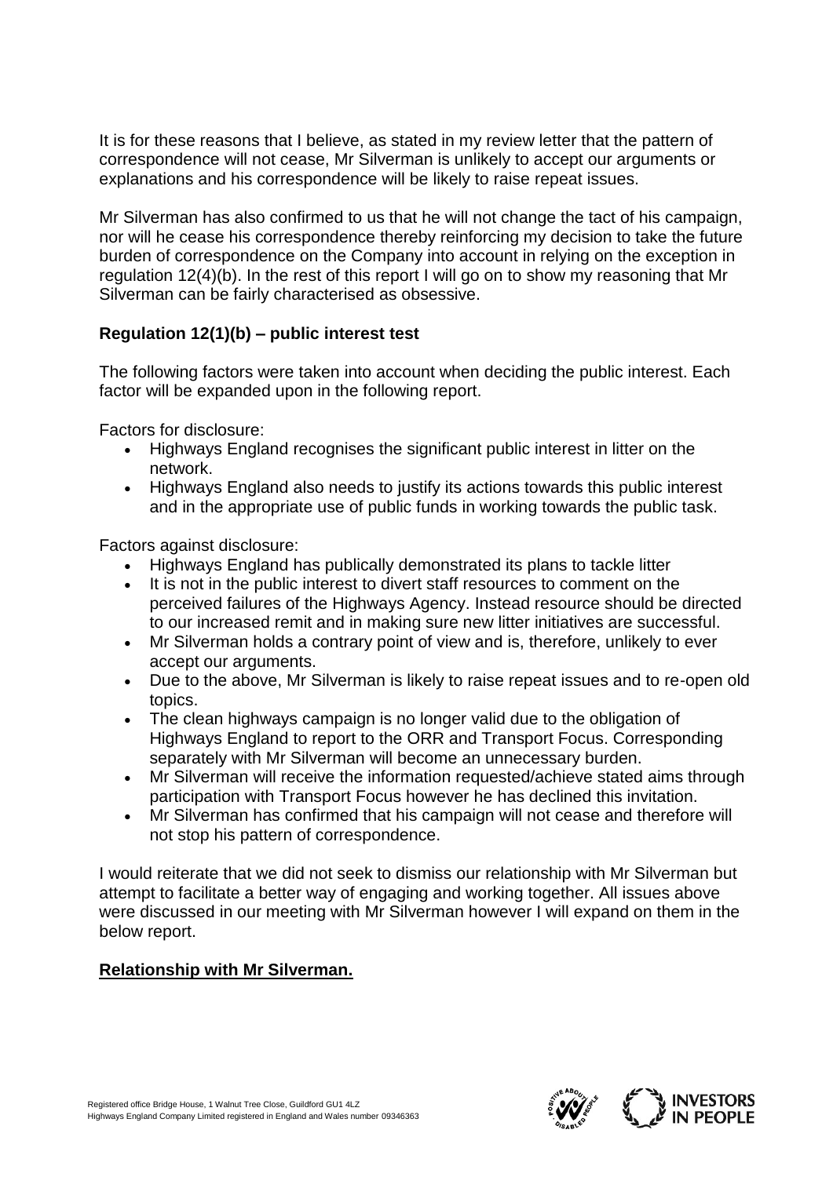It is for these reasons that I believe, as stated in my review letter that the pattern of correspondence will not cease, Mr Silverman is unlikely to accept our arguments or explanations and his correspondence will be likely to raise repeat issues.

Mr Silverman has also confirmed to us that he will not change the tact of his campaign, nor will he cease his correspondence thereby reinforcing my decision to take the future burden of correspondence on the Company into account in relying on the exception in regulation 12(4)(b). In the rest of this report I will go on to show my reasoning that Mr Silverman can be fairly characterised as obsessive.

**Regulation 12(1)(b) – public interest test**

The following factors were taken into account when deciding the public interest. Each factor will be expanded upon in the following report.

Factors for disclosure:

- Highways England recognises the significant public interest in litter on the network.
- Highways England also needs to justify its actions towards this public interest and in the appropriate use of public funds in working towards the public task.

Factors against disclosure:

- Highways England has publically demonstrated its plans to tackle litter
- It is not in the public interest to divert staff resources to comment on the perceived failures of the Highways Agency. Instead resource should be directed to our increased remit and in making sure new litter initiatives are successful.
- Mr Silverman holds a contrary point of view and is, therefore, unlikely to ever accept our arguments.
- Due to the above, Mr Silverman is likely to raise repeat issues and to re-open old topics.
- The clean highways campaign is no longer valid due to the obligation of Highways England to report to the ORR and Transport Focus. Corresponding separately with Mr Silverman will become an unnecessary burden.
- Mr Silverman will receive the information requested/achieve stated aims through participation with Transport Focus however he has declined this invitation.
- Mr Silverman has confirmed that his campaign will not cease and therefore will not stop his pattern of correspondence.

I would reiterate that we did not seek to dismiss our relationship with Mr Silverman but attempt to facilitate a better way of engaging and working together. All issues above were discussed in our meeting with Mr Silverman however I will expand on them in the below report.

**Relationship with Mr Silverman.**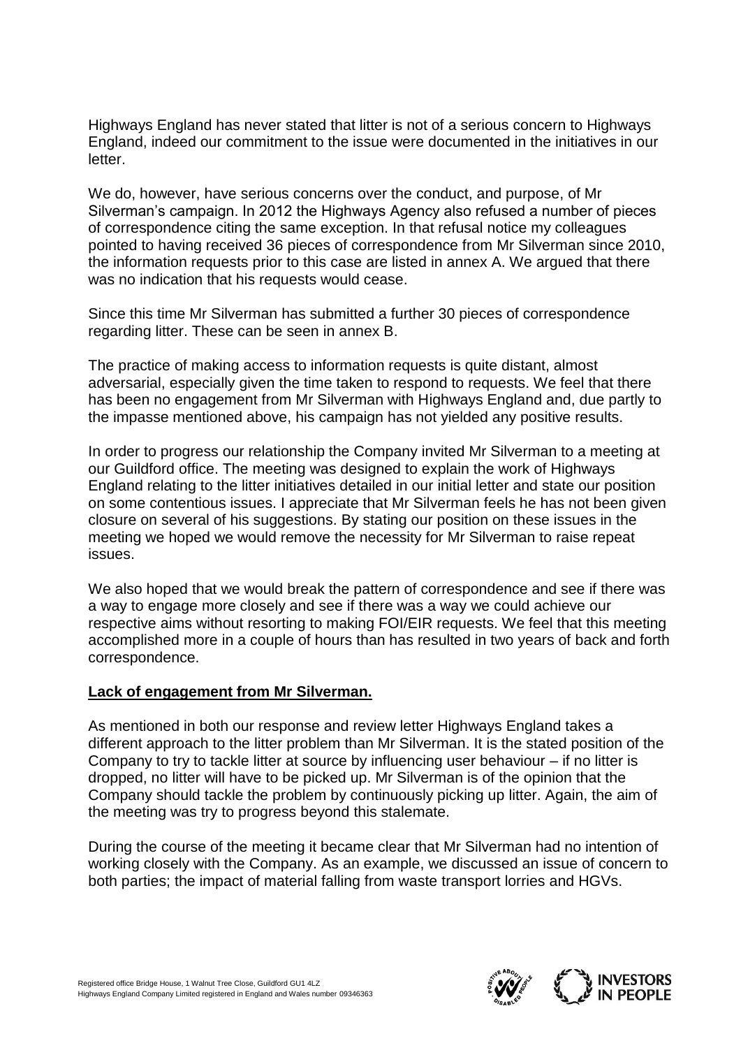Highways England has never stated that litter is not of a serious concern to Highways England, indeed our commitment to the issue were documented in the initiatives in our letter.

We do, however, have serious concerns over the conduct, and purpose, of Mr Silverman's campaign. In 2012 the Highways Agency also refused a number of pieces of correspondence citing the same exception. In that refusal notice my colleagues pointed to having received 36 pieces of correspondence from Mr Silverman since 2010, the information requests prior to this case are listed in annex A. We argued that there was no indication that his requests would cease.

Since this time Mr Silverman has submitted a further 30 pieces of correspondence regarding litter. These can be seen in annex B.

The practice of making access to information requests is quite distant, almost adversarial, especially given the time taken to respond to requests. We feel that there has been no engagement from Mr Silverman with Highways England and, due partly to the impasse mentioned above, his campaign has not yielded any positive results.

In order to progress our relationship the Company invited Mr Silverman to a meeting at our Guildford office. The meeting was designed to explain the work of Highways England relating to the litter initiatives detailed in our initial letter and state our position on some contentious issues. I appreciate that Mr Silverman feels he has not been given closure on several of his suggestions. By stating our position on these issues in the meeting we hoped we would remove the necessity for Mr Silverman to raise repeat issues.

We also hoped that we would break the pattern of correspondence and see if there was a way to engage more closely and see if there was a way we could achieve our respective aims without resorting to making FOI/EIR requests. We feel that this meeting accomplished more in a couple of hours than has resulted in two years of back and forth correspondence.

**Lack of engagement from Mr Silverman.**

As mentioned in both our response and review letter Highways England takes a different approach to the litter problem than Mr Silverman. It is the stated position of the Company to try to tackle litter at source by influencing user behaviour – if no litter is dropped, no litter will have to be picked up. Mr Silverman is of the opinion that the Company should tackle the problem by continuously picking up litter. Again, the aim of the meeting was try to progress beyond this stalemate.

During the course of the meeting it became clear that Mr Silverman had no intention of working closely with the Company. As an example, we discussed an issue of concern to both parties; the impact of material falling from waste transport lorries and HGVs.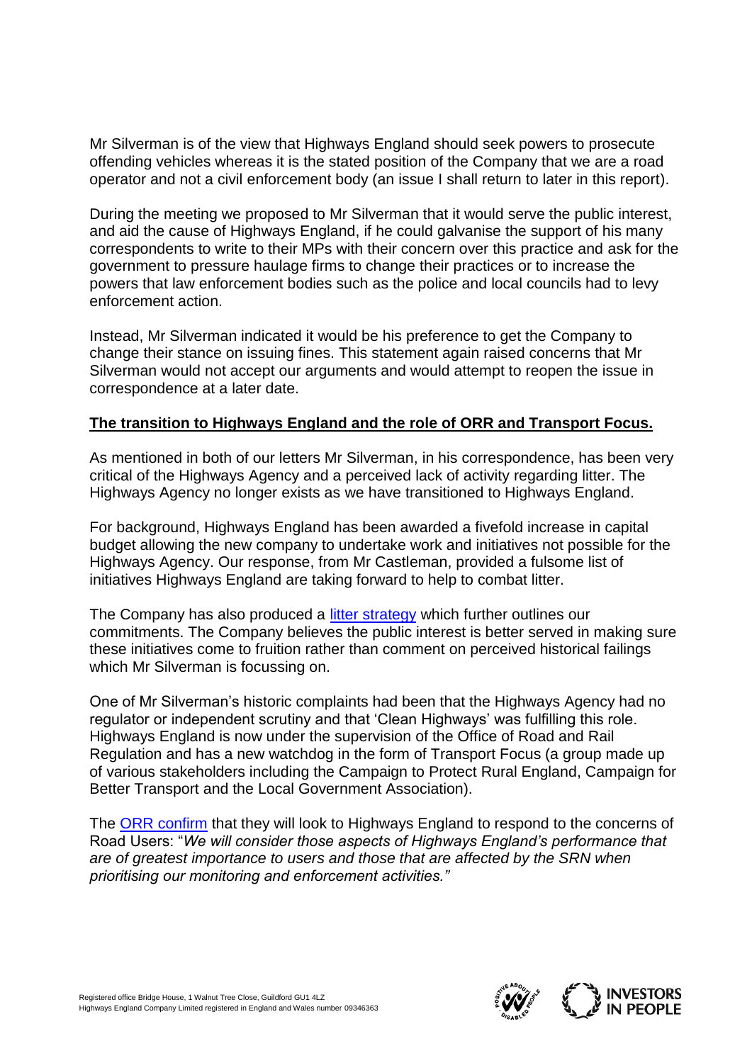Mr Silverman is of the view that Highways England should seek powers to prosecute offending vehicles whereas it is the stated position of the Company that we are a road operator and not a civil enforcement body (an issue I shall return to later in this report).

During the meeting we proposed to Mr Silverman that it would serve the public interest, and aid the cause of Highways England, if he could galvanise the support of his many correspondents to write to their MPs with their concern over this practice and ask for the government to pressure haulage firms to change their practices or to increase the powers that law enforcement bodies such as the police and local councils had to levy enforcement action.

Instead, Mr Silverman indicated it would be his preference to get the Company to change their stance on issuing fines. This statement again raised concerns that Mr Silverman would not accept our arguments and would attempt to reopen the issue in correspondence at a later date.

**The transition to Highways England and the role of ORR and Transport Focus.**

As mentioned in both of our letters Mr Silverman, in his correspondence, has been very critical of the Highways Agency and a perceived lack of activity regarding litter. The Highways Agency no longer exists as we have transitioned to Highways England.

For background, Highways England has been awarded a fivefold increase in capital budget allowing the new company to undertake work and initiatives not possible for the Highways Agency. Our response, from Mr Castleman, provided a fulsome list of initiatives Highways England are taking forward to help to combat litter.

The Company has also produced a litter strategy which further outlines our commitments. The Company believes the public interest is better served in making sure these initiatives come to fruition rather than comment on perceived historical failings which Mr Silverman is focussing on.

One of Mr Silverman's historic complaints had been that the Highways Agency had no regulator or independent scrutiny and that 'Clean Highways' was fulfilling this role. Highways England is now under the supervision of the Office of Road and Rail Regulation and has a new watchdog in the form of Transport Focus (a group made up of various stakeholders including the Campaign to Protect Rural England, Campaign for Better Transport and the Local Government Association).

The ORR confirm that they will look to Highways England to respond to the concerns of Road Users: "*We will consider those aspects of Highways England's performance that are of greatest importance to users and those that are affected by the SRN when prioritising our monitoring and enforcement activities."*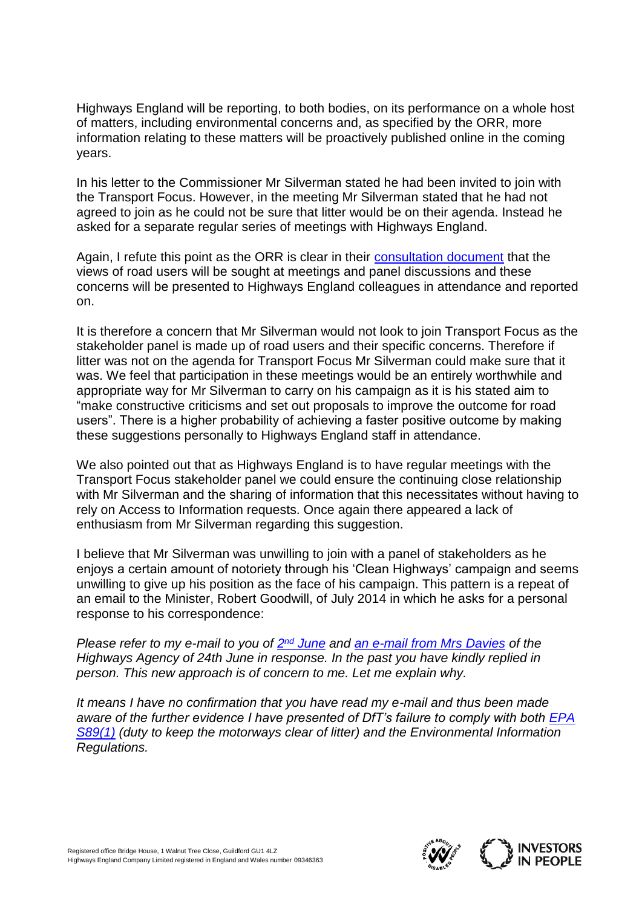Highways England will be reporting, to both bodies, on its performance on a whole host of matters, including environmental concerns and, as specified by the ORR, more information relating to these matters will be proactively published online in the coming years.

In his letter to the Commissioner Mr Silverman stated he had been invited to join with the Transport Focus. However, in the meeting Mr Silverman stated that he had not agreed to join as he could not be sure that litter would be on their agenda. Instead he asked for a separate regular series of meetings with Highways England.

Again, I refute this point as the ORR is clear in their consultation document that the views of road users will be sought at meetings and panel discussions and these concerns will be presented to Highways England colleagues in attendance and reported on.

It is therefore a concern that Mr Silverman would not look to join Transport Focus as the stakeholder panel is made up of road users and their specific concerns. Therefore if litter was not on the agenda for Transport Focus Mr Silverman could make sure that it was. We feel that participation in these meetings would be an entirely worthwhile and appropriate way for Mr Silverman to carry on his campaign as it is his stated aim to "make constructive criticisms and set out proposals to improve the outcome for road users". There is a higher probability of achieving a faster positive outcome by making these suggestions personally to Highways England staff in attendance.

We also pointed out that as Highways England is to have regular meetings with the Transport Focus stakeholder panel we could ensure the continuing close relationship with Mr Silverman and the sharing of information that this necessitates without having to rely on Access to Information requests. Once again there appeared a lack of enthusiasm from Mr Silverman regarding this suggestion.

I believe that Mr Silverman was unwilling to join with a panel of stakeholders as he enjoys a certain amount of notoriety through his 'Clean Highways' campaign and seems unwilling to give up his position as the face of his campaign. This pattern is a repeat of an email to the Minister, Robert Goodwill, of July 2014 in which he asks for a personal response to his correspondence:

*Please refer to my e-mail to you of 2nd June and an e-mail from Mrs Davies of the Highways Agency of 24th June in response. In the past you have kindly replied in person. This new approach is of concern to me. Let me explain why.*

*It means I have no confirmation that you have read my e-mail and thus been made aware of the further evidence I have presented of DfT's failure to comply with both EPA S89(1) (duty to keep the motorways clear of litter) and the Environmental Information Regulations.*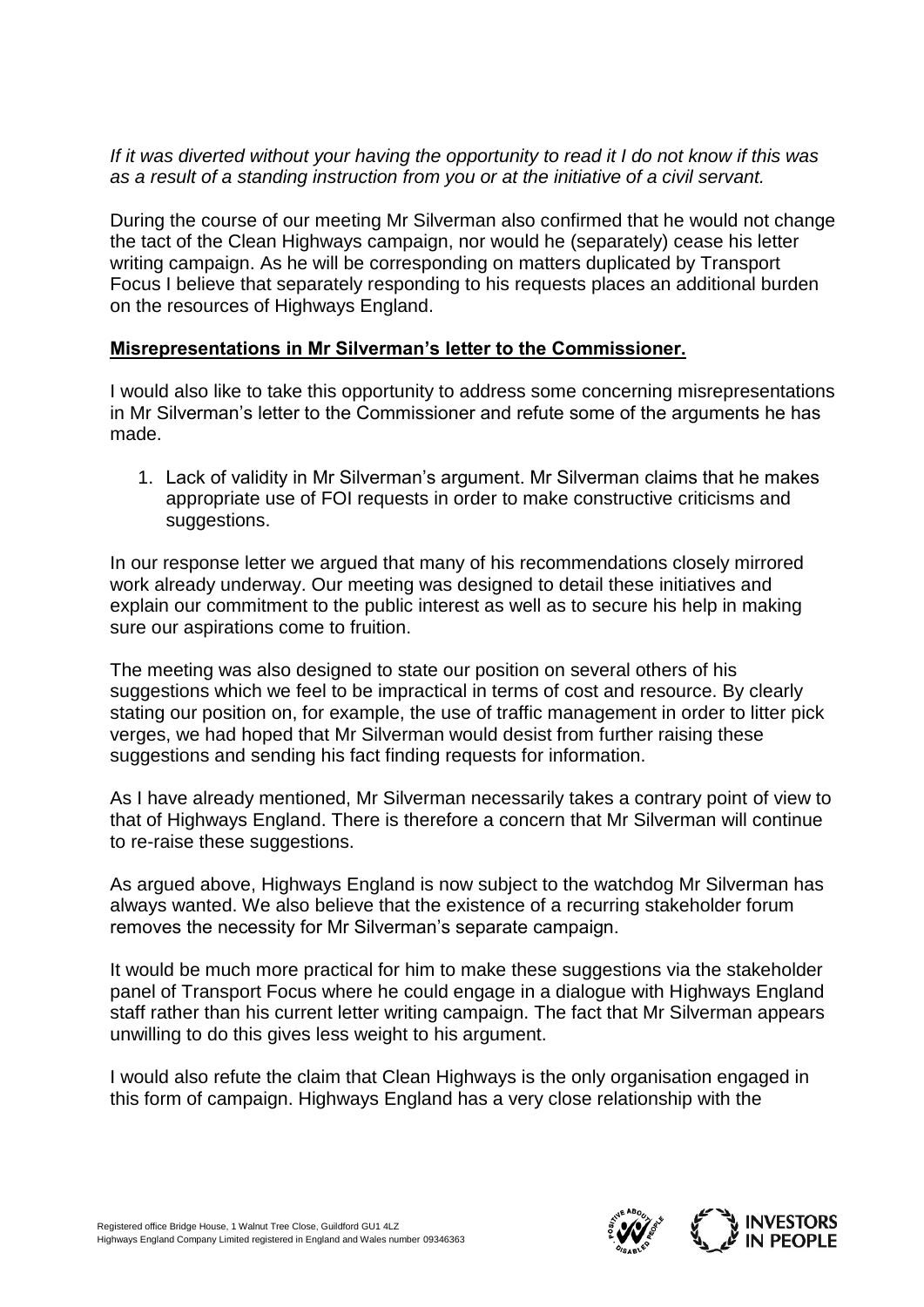*If it was diverted without your having the opportunity to read it I do not know if this was as a result of a standing instruction from you or at the initiative of a civil servant.*

During the course of our meeting Mr Silverman also confirmed that he would not change the tact of the Clean Highways campaign, nor would he (separately) cease his letter writing campaign. As he will be corresponding on matters duplicated by Transport Focus I believe that separately responding to his requests places an additional burden on the resources of Highways England.

**Misrepresentations in Mr Silverman's letter to the Commissioner.**

I would also like to take this opportunity to address some concerning misrepresentations in Mr Silverman's letter to the Commissioner and refute some of the arguments he has made.

1. Lack of validity in Mr Silverman's argument. Mr Silverman claims that he makes appropriate use of FOI requests in order to make constructive criticisms and suggestions.

In our response letter we argued that many of his recommendations closely mirrored work already underway. Our meeting was designed to detail these initiatives and explain our commitment to the public interest as well as to secure his help in making sure our aspirations come to fruition.

The meeting was also designed to state our position on several others of his suggestions which we feel to be impractical in terms of cost and resource. By clearly stating our position on, for example, the use of traffic management in order to litter pick verges, we had hoped that Mr Silverman would desist from further raising these suggestions and sending his fact finding requests for information.

As I have already mentioned, Mr Silverman necessarily takes a contrary point of view to that of Highways England. There is therefore a concern that Mr Silverman will continue to re-raise these suggestions.

As argued above, Highways England is now subject to the watchdog Mr Silverman has always wanted. We also believe that the existence of a recurring stakeholder forum removes the necessity for Mr Silverman's separate campaign.

It would be much more practical for him to make these suggestions via the stakeholder panel of Transport Focus where he could engage in a dialogue with Highways England staff rather than his current letter writing campaign. The fact that Mr Silverman appears unwilling to do this gives less weight to his argument.

I would also refute the claim that Clean Highways is the only organisation engaged in this form of campaign. Highways England has a very close relationship with the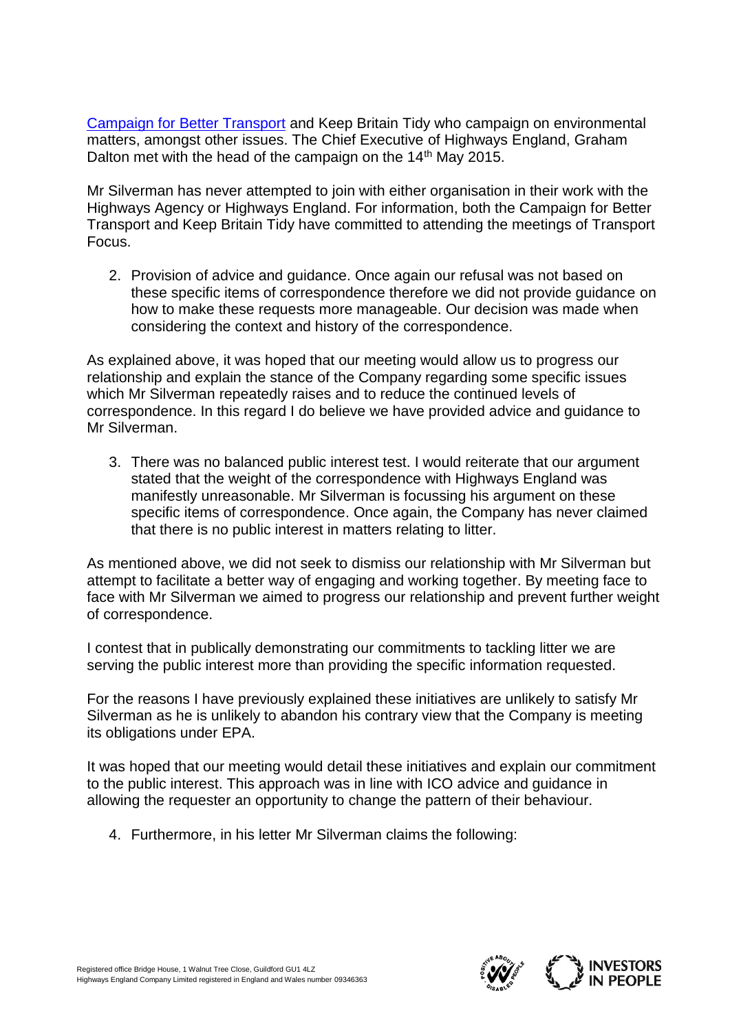[Campaign for Better Transport](#) and Keep Britain Tidy who campaign on environmental matters, amongst other issues. The Chief Executive of Highways England, Graham Dalton met with the head of the campaign on the 14th May 2015.

Mr Silverman has never attempted to join with either organisation in their work with the Highways Agency or Highways England. For information, both the Campaign for Better Transport and Keep Britain Tidy have committed to attending the meetings of Transport Focus.

2. Provision of advice and guidance. Once again our refusal was not based on these specific items of correspondence therefore we did not provide guidance on how to make these requests more manageable. Our decision was made when considering the context and history of the correspondence.

As explained above, it was hoped that our meeting would allow us to progress our relationship and explain the stance of the Company regarding some specific issues which Mr Silverman repeatedly raises and to reduce the continued levels of correspondence. In this regard I do believe we have provided advice and guidance to Mr Silverman.

3. There was no balanced public interest test. I would reiterate that our argument stated that the weight of the correspondence with Highways England was manifestly unreasonable. Mr Silverman is focussing his argument on these specific items of correspondence. Once again, the Company has never claimed that there is no public interest in matters relating to litter.

As mentioned above, we did not seek to dismiss our relationship with Mr Silverman but attempt to facilitate a better way of engaging and working together. By meeting face to face with Mr Silverman we aimed to progress our relationship and prevent further weight of correspondence.

I contest that in publically demonstrating our commitments to tackling litter we are serving the public interest more than providing the specific information requested.

For the reasons I have previously explained these initiatives are unlikely to satisfy Mr Silverman as he is unlikely to abandon his contrary view that the Company is meeting its obligations under EPA.

It was hoped that our meeting would detail these initiatives and explain our commitment to the public interest. This approach was in line with ICO advice and guidance in allowing the requester an opportunity to change the pattern of their behaviour.

4. Furthermore, in his letter Mr Silverman claims the following: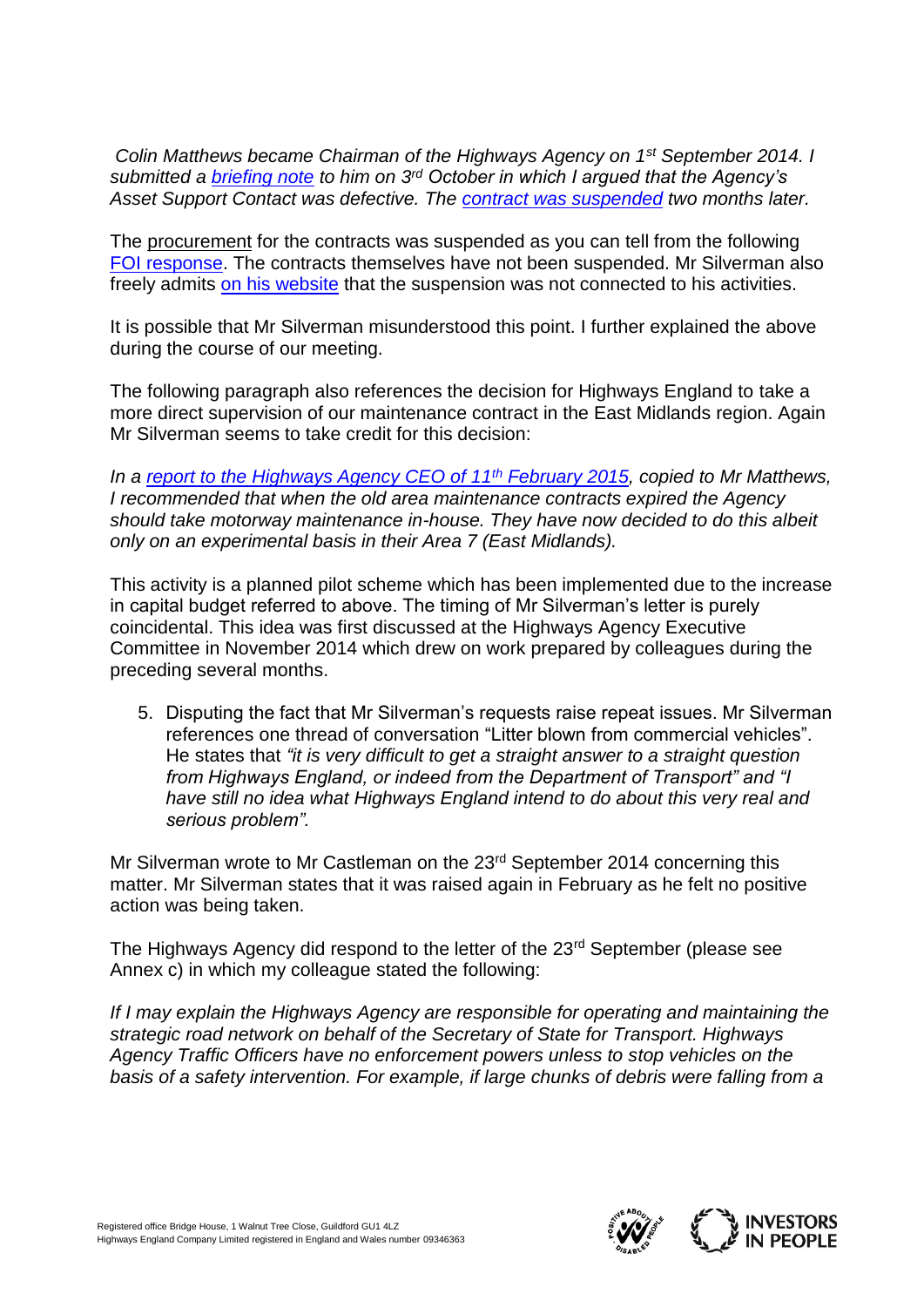*Colin Matthews became Chairman of the Highways Agency on 1st September 2014. I submitted a briefing note to him on 3rd October in which I argued that the Agency's Asset Support Contact was defective. The contract was suspended two months later.*

The procurement for the contracts was suspended as you can tell from the following FOI response. The contracts themselves have not been suspended. Mr Silverman also freely admits on his website that the suspension was not connected to his activities.

It is possible that Mr Silverman misunderstood this point. I further explained the above during the course of our meeting.

The following paragraph also references the decision for Highways England to take a more direct supervision of our maintenance contract in the East Midlands region. Again Mr Silverman seems to take credit for this decision:

*In a report to the Highways Agency CEO of 11th February 2015, copied to Mr Matthews, I recommended that when the old area maintenance contracts expired the Agency should take motorway maintenance in-house. They have now decided to do this albeit only on an experimental basis in their Area 7 (East Midlands).*

This activity is a planned pilot scheme which has been implemented due to the increase in capital budget referred to above. The timing of Mr Silverman's letter is purely coincidental. This idea was first discussed at the Highways Agency Executive Committee in November 2014 which drew on work prepared by colleagues during the preceding several months.

5. Disputing the fact that Mr Silverman's requests raise repeat issues. Mr Silverman references one thread of conversation "Litter blown from commercial vehicles". He states that *"it is very difficult to get a straight answer to a straight question from Highways England, or indeed from the Department of Transport"* and *"I have still no idea what Highways England intend to do about this very real and serious problem".*

Mr Silverman wrote to Mr Castleman on the 23rd September 2014 concerning this matter. Mr Silverman states that it was raised again in February as he felt no positive action was being taken.

The Highways Agency did respond to the letter of the 23rd September (please see Annex c) in which my colleague stated the following:

*If I may explain the Highways Agency are responsible for operating and maintaining the strategic road network on behalf of the Secretary of State for Transport. Highways Agency Traffic Officers have no enforcement powers unless to stop vehicles on the basis of a safety intervention. For example, if large chunks of debris were falling from a*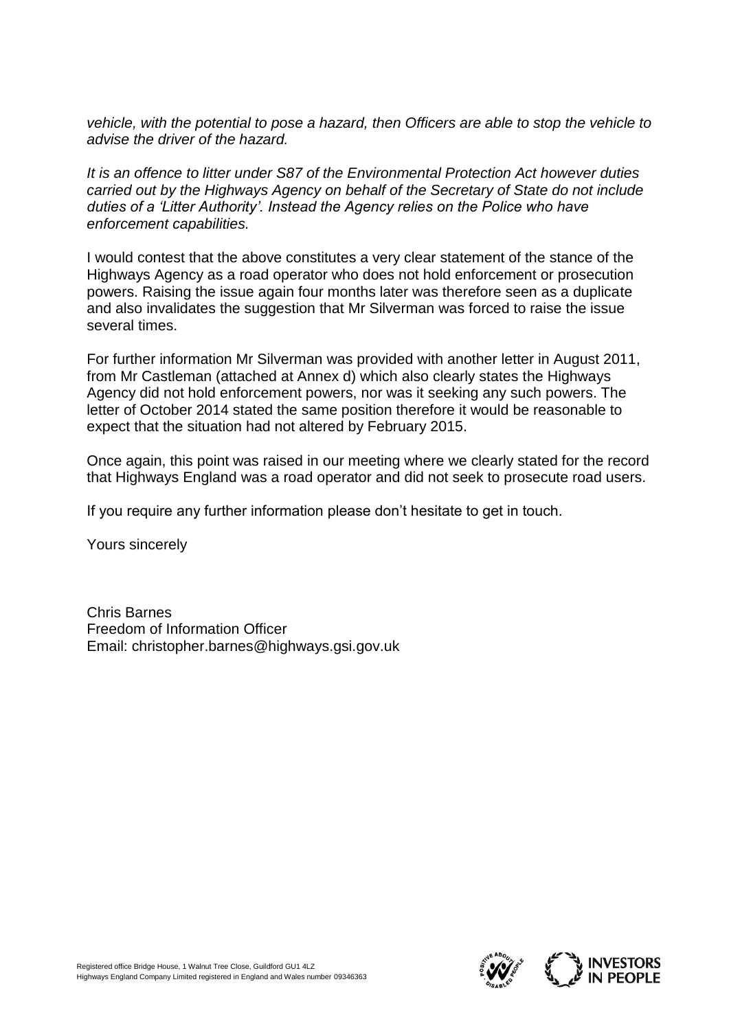*vehicle, with the potential to pose a hazard, then Officers are able to stop the vehicle to advise the driver of the hazard.*

*It is an offence to litter under S87 of the Environmental Protection Act however duties carried out by the Highways Agency on behalf of the Secretary of State do not include duties of a 'Litter Authority'. Instead the Agency relies on the Police who have enforcement capabilities.*

I would contest that the above constitutes a very clear statement of the stance of the Highways Agency as a road operator who does not hold enforcement or prosecution powers. Raising the issue again four months later was therefore seen as a duplicate and also invalidates the suggestion that Mr Silverman was forced to raise the issue several times.

For further information Mr Silverman was provided with another letter in August 2011, from Mr Castleman (attached at Annex d) which also clearly states the Highways Agency did not hold enforcement powers, nor was it seeking any such powers. The letter of October 2014 stated the same position therefore it would be reasonable to expect that the situation had not altered by February 2015.

Once again, this point was raised in our meeting where we clearly stated for the record that Highways England was a road operator and did not seek to prosecute road users.

If you require any further information please don't hesitate to get in touch.

Yours sincerely

Chris Barnes
Freedom of Information Officer
Email: christopher.barnes@highways.gsi.gov.uk

Registered office Bridge House, 1 Walnut Tree Close, Guildford GU1 4LZ
Highways England Company Limited registered in England and Wales number 09346363